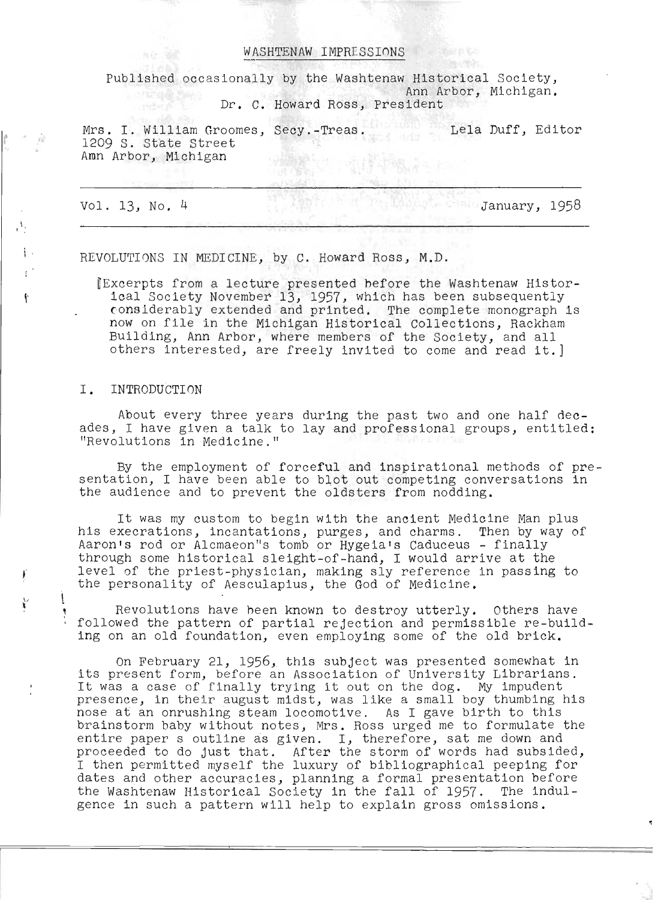# WASHTENAW IMPRESSIONS

Published occasionally by the Washtenaw Historical Society, Ann Arbor, Michigan.
Dr. C. Howard Ross, President

Mrs. I. William Groomes, Secy.-Treas.
1209 S. State Street
Ann Arbor, Michigan

Lela Duff, Editor

Vol. 13, No. 4 — January, 1958

---

## REVOLUTIONS IN MEDICINE, by C. Howard Ross, M.D.

[Excerpts from a lecture presented before the Washtenaw Historical Society November 13, 1957, which has been subsequently considerably extended and printed. The complete monograph is now on file in the Michigan Historical Collections, Rackham Building, Ann Arbor, where members of the Society, and all others interested, are freely invited to come and read it.]

### I. INTRODUCTION

About every three years during the past two and one half decades, I have given a talk to lay and professional groups, entitled: "Revolutions in Medicine."

By the employment of forceful and inspirational methods of presentation, I have been able to blot out competing conversations in the audience and to prevent the oldsters from nodding.

It was my custom to begin with the ancient Medicine Man plus his execrations, incantations, purges, and charms. Then by way of Aaron's rod or Alcmaeon"s tomb or Hygeia's Caduceus - finally through some historical sleight-of-hand, I would arrive at the level of the priest-physician, making sly reference in passing to the personality of Aesculapius, the God of Medicine.

Revolutions have been known to destroy utterly. Others have followed the pattern of partial rejection and permissible re-building on an old foundation, even employing some of the old brick.

On February 21, 1956, this subject was presented somewhat in its present form, before an Association of University Librarians. It was a case of finally trying it out on the dog. My impudent presence, in their august midst, was like a small boy thumbing his nose at an onrushing steam locomotive. As I gave birth to this brainstorm baby without notes, Mrs. Ross urged me to formulate the entire paper s outline as given. I, therefore, sat me down and proceeded to do just that. After the storm of words had subsided, I then permitted myself the luxury of bibliographical peeping for dates and other accuracies, planning a formal presentation before the Washtenaw Historical Society in the fall of 1957. The indulgence in such a pattern will help to explain gross omissions.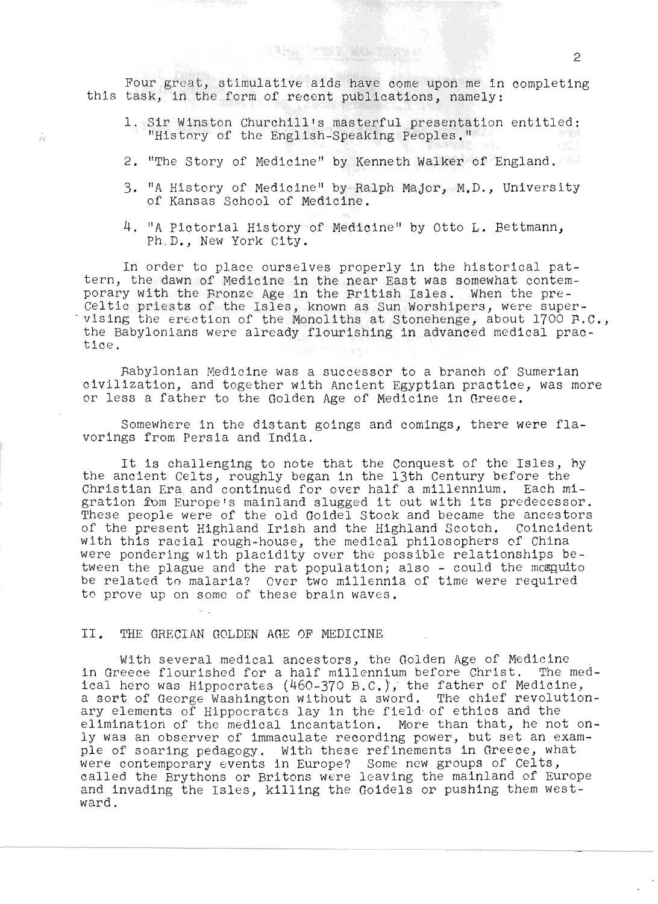Four great, stimulative aids have come upon me in completing this task, in the form of recent publications, namely:

1. Sir Winston Churchill's masterful presentation entitled: "History of the English-Speaking Peoples."
2. "The Story of Medicine" by Kenneth Walker of England.
3. "A History of Medicine" by Ralph Major, M.D., University of Kansas School of Medicine.
4. "A Pictorial History of Medicine" by Otto L. Bettmann, Ph.D., New York City.

In order to place ourselves properly in the historical pattern, the dawn of Medicine in the near East was somewhat contemporary with the Bronze Age in the British Isles. When the pre-Celtic priests of the Isles, known as Sun Worshipers, were supervising the erection of the Monoliths at Stonehenge, about 1700 B.C., the Babylonians were already flourishing in advanced medical practice.

Babylonian Medicine was a successor to a branch of Sumerian civilization, and together with Ancient Egyptian practice, was more or less a father to the Golden Age of Medicine in Greece.

Somewhere in the distant goings and comings, there were flavorings from Persia and India.

It is challenging to note that the Conquest of the Isles, by the ancient Celts, roughly began in the 13th Century before the Christian Era and continued for over half a millennium. Each migration from Europe's mainland slugged it out with its predecessor. These people were of the old Goidel Stock and became the ancestors of the present Highland Irish and the Highland Scotch. Coincident with this racial rough-house, the medical philosophers of China were pondering with placidity over the possible relationships between the plague and the rat population; also - could the mosquito be related to malaria? Over two millennia of time were required to prove up on some of these brain waves.

## II. THE GRECIAN GOLDEN AGE OF MEDICINE

With several medical ancestors, the Golden Age of Medicine in Greece flourished for a half millennium before Christ. The medical hero was Hippocrates (460-370 B.C.), the father of Medicine, a sort of George Washington without a sword. The chief revolutionary elements of Hippocrates lay in the field of ethics and the elimination of the medical incantation. More than that, he not only was an observer of immaculate recording power, but set an example of soaring pedagogy. With these refinements in Greece, what were contemporary events in Europe? Some new groups of Celts, called the Brythons or Britons were leaving the mainland of Europe and invading the Isles, killing the Goidels or pushing them westward.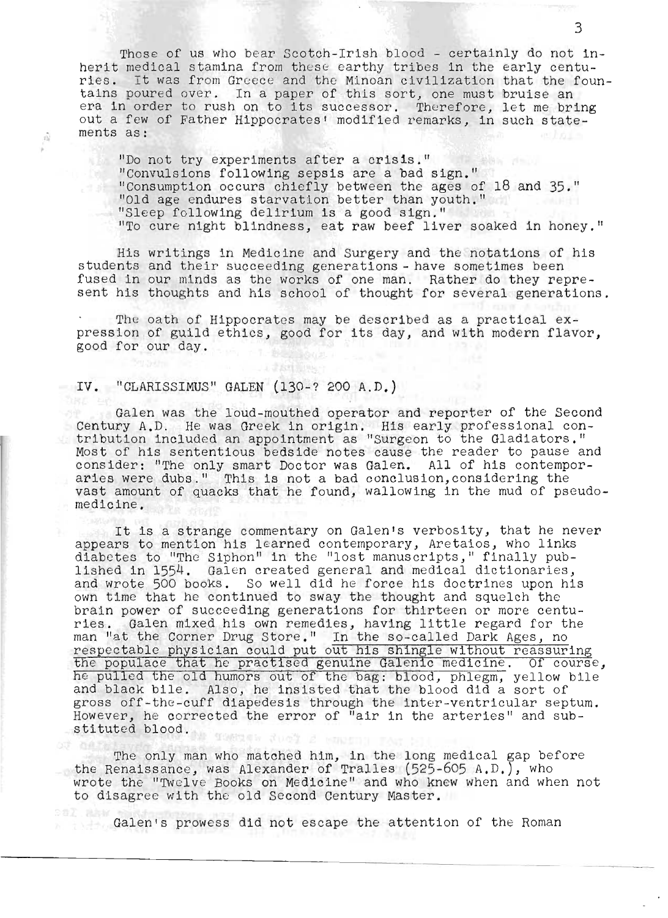Those of us who bear Scotch-Irish blood - certainly do not inherit medical stamina from these earthy tribes in the early centuries. It was from Greece and the Minoan civilization that the fountains poured over. In a paper of this sort, one must bruise an era in order to rush on to its successor. Therefore, let me bring out a few of Father Hippocrates' modified remarks, in such statements as:

> "Do not try experiments after a crisis."
> "Convulsions following sepsis are a bad sign."
> "Consumption occurs chiefly between the ages of 18 and 35."
> "Old age endures starvation better than youth."
> "Sleep following delirium is a good sign."
> "To cure night blindness, eat raw beef liver soaked in honey."

His writings in Medicine and Surgery and the notations of his students and their succeeding generations - have sometimes been fused in our minds as the works of one man. Rather do they represent his thoughts and his school of thought for several generations.

The oath of Hippocrates may be described as a practical expression of guild ethics, good for its day, and with modern flavor, good for our day.

## IV. "CLARISSIMUS" GALEN (130-? 200 A.D.)

Galen was the loud-mouthed operator and reporter of the Second Century A.D. He was Greek in origin. His early professional contribution included an appointment as "Surgeon to the Gladiators." Most of his sententious bedside notes cause the reader to pause and consider: "The only smart Doctor was Galen. All of his contemporaries were dubs." This is not a bad conclusion, considering the vast amount of quacks that he found, wallowing in the mud of pseudo-medicine.

It is a strange commentary on Galen's verbosity, that he never appears to mention his learned contemporary, Aretaios, who links diabetes to "The Siphon" in the "lost manuscripts," finally published in 1554. Galen created general and medical dictionaries, and wrote 500 books. So well did he force his doctrines upon his own time that he continued to sway the thought and squelch the brain power of succeeding generations for thirteen or more centuries. Galen mixed his own remedies, having little regard for the man "at the Corner Drug Store." In the so-called Dark Ages, no respectable physician could put out his shingle without reassuring the populace that he practised genuine Galenic medicine. Of course, he pulled the old humors out of the bag: blood, phlegm, yellow bile and black bile. Also, he insisted that the blood did a sort of gross off-the-cuff diapedesis through the inter-ventricular septum. However, he corrected the error of "air in the arteries" and substituted blood.

The only man who matched him, in the long medical gap before the Renaissance, was Alexander of Tralles (525-605 A.D.), who wrote the "Twelve Books on Medicine" and who knew when and when not to disagree with the old Second Century Master.

Galen's prowess did not escape the attention of the Roman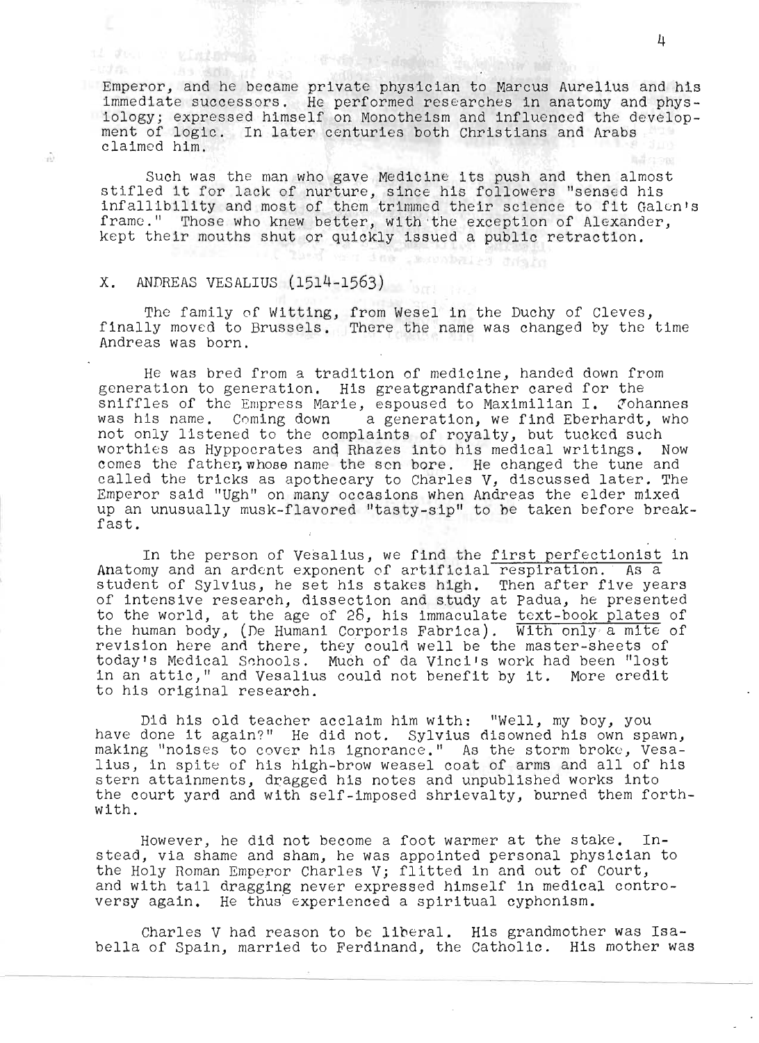Emperor, and he became private physician to Marcus Aurelius and his immediate successors. He performed researches in anatomy and physiology; expressed himself on Monotheism and influenced the development of logic. In later centuries both Christians and Arabs claimed him.

Such was the man who gave Medicine its push and then almost stifled it for lack of nurture, since his followers "sensed his infallibility and most of them trimmed their science to fit Galen's frame." Those who knew better, with the exception of Alexander, kept their mouths shut or quickly issued a public retraction.

## X. ANDREAS VESALIUS (1514-1563)

The family of Witting, from Wesel in the Duchy of Cleves, finally moved to Brussels. There the name was changed by the time Andreas was born.

He was bred from a tradition of medicine, handed down from generation to generation. His greatgrandfather cared for the sniffles of the Empress Marie, espoused to Maximilian I. Johannes was his name. Coming down a generation, we find Eberhardt, who not only listened to the complaints of royalty, but tucked such worthies as Hyppocrates and Rhazes into his medical writings. Now comes the father, whose name the son bore. He changed the tune and called the tricks as apothecary to Charles V, discussed later. The Emperor said "Ugh" on many occasions when Andreas the elder mixed up an unusually musk-flavored "tasty-sip" to be taken before breakfast.

In the person of Vesalius, we find the <u>first perfectionist</u> in Anatomy and an ardent exponent of artificial respiration. As a student of Sylvius, he set his stakes high. Then after five years of intensive research, dissection and study at Padua, he presented to the world, at the age of 28, his immaculate <u>text-book plates</u> of the human body, (De Humani Corporis Fabrica). <u>With only a mite</u> of revision here and there, they could well be the master-sheets of today's Medical Schools. Much of da Vinci's work had been "lost in an attic," and Vesalius could not benefit by it. More credit to his original research.

Did his old teacher acclaim him with: "Well, my boy, you have done it again?" He did not. Sylvius disowned his own spawn, making "noises to cover his ignorance." As the storm broke, Vesalius, in spite of his high-brow weasel coat of arms and all of his stern attainments, dragged his notes and unpublished works into the court yard and with self-imposed shrievalty, burned them forthwith.

However, he did not become a foot warmer at the stake. Instead, via shame and sham, he was appointed personal physician to the Holy Roman Emperor Charles V; flitted in and out of Court, and with tail dragging never expressed himself in medical controversy again. He thus experienced a spiritual cyphonism.

Charles V had reason to be liberal. His grandmother was Isabella of Spain, married to Ferdinand, the Catholic. His mother was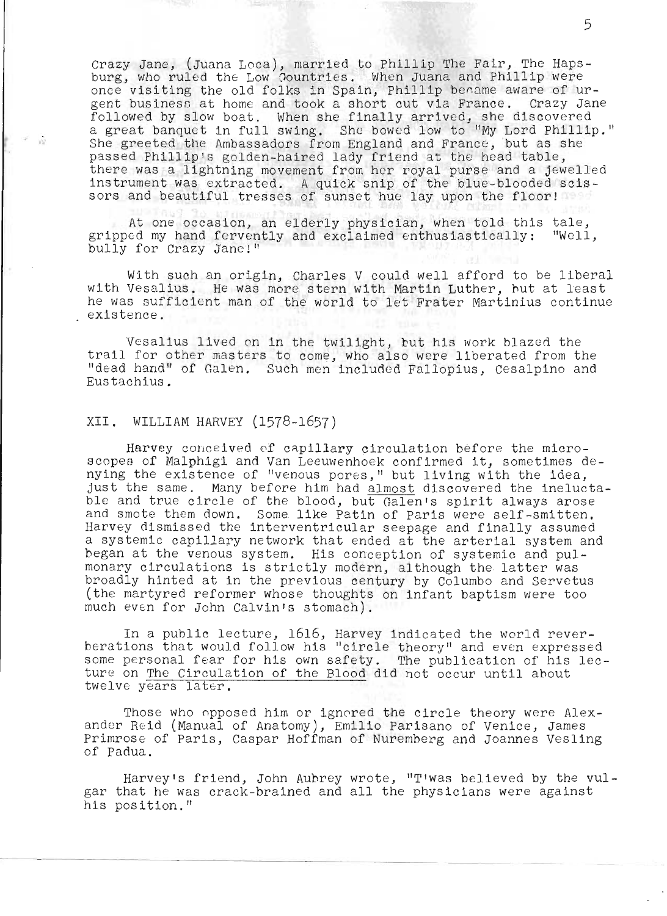Crazy Jane, (Juana Loca), married to Phillip The Fair, The Hapsburg, who ruled the Low Countries. When Juana and Phillip were once visiting the old folks in Spain, Phillip became aware of urgent business at home and took a short cut via France. Crazy Jane followed by slow boat. When she finally arrived, she discovered a great banquet in full swing. She bowed low to "My Lord Phillip." She greeted the Ambassadors from England and France, but as she passed Phillip's golden-haired lady friend at the head table, there was a lightning movement from her royal purse and a jewelled instrument was extracted. A quick snip of the blue-blooded scissors and beautiful tresses of sunset hue lay upon the floor!

At one occasion, an elderly physician, when told this tale, gripped my hand fervently and exclaimed enthusiastically: "Well, bully for Crazy Jane!"

With such an origin, Charles V could well afford to be liberal with Vesalius. He was more stern with Martin Luther, but at least he was sufficient man of the world to let Frater Martinius continue existence.

Vesalius lived on in the twilight, but his work blazed the trail for other masters to come, who also were liberated from the "dead hand" of Galen. Such men included Fallopius, Cesalpino and Eustachius.

## XII. WILLIAM HARVEY (1578-1657)

Harvey conceived of capillary circulation before the microscopes of Malphigi and Van Leeuwenhoek confirmed it, sometimes denying the existence of "venous pores," but living with the idea, just the same. Many before him had almost discovered the ineluctable and true circle of the blood, but Galen's spirit always arose and smote them down. Some like Patin of Paris were self-smitten. Harvey dismissed the interventricular seepage and finally assumed a systemic capillary network that ended at the arterial system and began at the venous system. His conception of systemic and pulmonary circulations is strictly modern, although the latter was broadly hinted at in the previous century by Columbo and Servetus (the martyred reformer whose thoughts on infant baptism were too much even for John Calvin's stomach).

In a public lecture, 1616, Harvey indicated the world reverberations that would follow his "circle theory" and even expressed some personal fear for his own safety. The publication of his lecture on The Circulation of the Blood did not occur until about twelve years later.

Those who opposed him or ignored the circle theory were Alexander Reid (Manual of Anatomy), Emilio Parisano of Venice, James Primrose of Paris, Caspar Hoffman of Nuremberg and Joannes Vesling of Padua.

Harvey's friend, John Aubrey wrote, "T'was believed by the vulgar that he was crack-brained and all the physicians were against his position."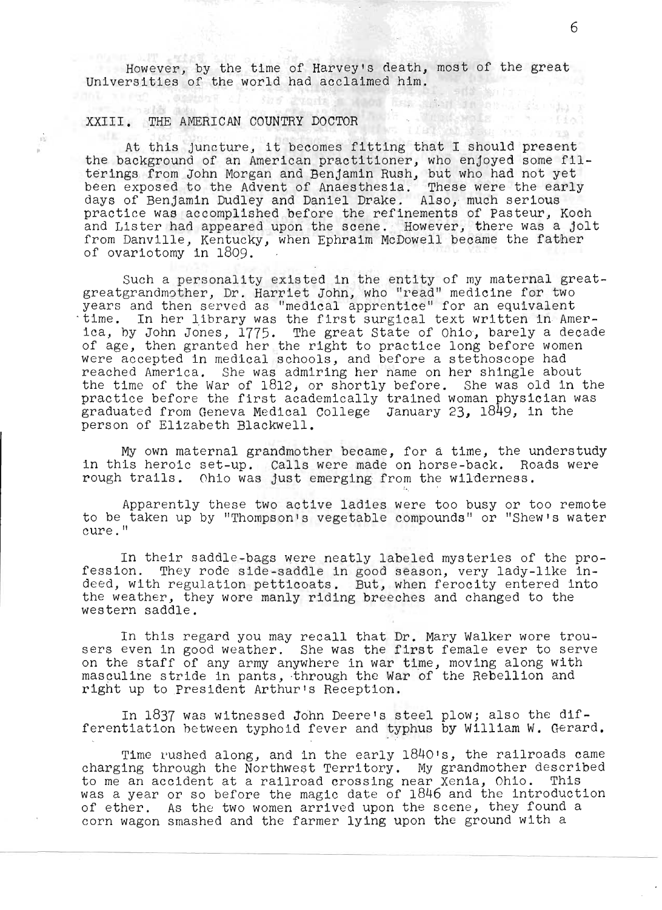However, by the time of Harvey's death, most of the great Universities of the world had acclaimed him.

## XXIII. THE AMERICAN COUNTRY DOCTOR

At this juncture, it becomes fitting that I should present the background of an American practitioner, who enjoyed some filterings from John Morgan and Benjamin Rush, but who had not yet been exposed to the Advent of Anaesthesia. These were the early days of Benjamin Dudley and Daniel Drake. Also, much serious practice was accomplished before the refinements of Pasteur, Koch and Lister had appeared upon the scene. However, there was a jolt from Danville, Kentucky, when Ephraim McDowell became the father of ovariotomy in 1809.

Such a personality existed in the entity of my maternal great-greatgrandmother, Dr. Harriet John, who "read" medicine for two years and then served as "medical apprentice" for an equivalent time. In her library was the first surgical text written in America, by John Jones, 1775. The great State of Ohio, barely a decade of age, then granted her the right to practice long before women were accepted in medical schools, and before a stethoscope had reached America. She was admiring her name on her shingle about the time of the War of 1812, or shortly before. She was old in the practice before the first academically trained woman physician was graduated from Geneva Medical College January 23, 1849, in the person of Elizabeth Blackwell.

My own maternal grandmother became, for a time, the understudy in this heroic set-up. Calls were made on horse-back. Roads were rough trails. Ohio was just emerging from the wilderness.

Apparently these two active ladies were too busy or too remote to be taken up by "Thompson's vegetable compounds" or "Shew's water cure."

In their saddle-bags were neatly labeled mysteries of the profession. They rode side-saddle in good season, very lady-like indeed, with regulation petticoats. But, when ferocity entered into the weather, they wore manly riding breeches and changed to the western saddle.

In this regard you may recall that Dr. Mary Walker wore trousers even in good weather. She was the first female ever to serve on the staff of any army anywhere in war time, moving along with masculine stride in pants, through the War of the Rebellion and right up to President Arthur's Reception.

In 1837 was witnessed John Deere's steel plow; also the differentiation between typhoid fever and typhus by William W. Gerard.

Time rushed along, and in the early 1840's, the railroads came charging through the Northwest Territory. My grandmother described to me an accident at a railroad crossing near Xenia, Ohio. This was a year or so before the magic date of 1846 and the introduction of ether. As the two women arrived upon the scene, they found a corn wagon smashed and the farmer lying upon the ground with a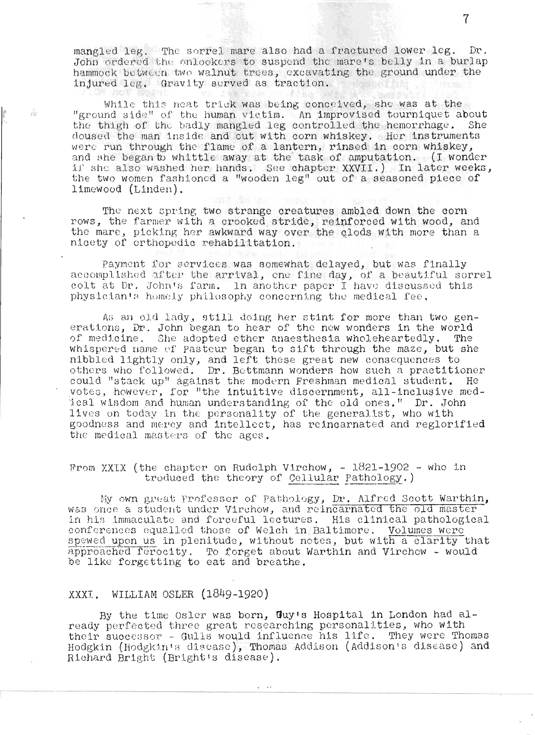mangled leg. The sorrel mare also had a fractured lower leg. Dr. John ordered the onlookers to suspend the mare's belly in a burlap hammock between two walnut trees, excavating the ground under the injured leg. Gravity served as traction.

While this neat trick was being conceived, she was at the "ground side" of the human victim. An improvised tourniquet about the thigh of the badly mangled leg controlled the hemorrhage. She doused the man inside and out with corn whiskey. Her instruments were run through the flame of a lantern, rinsed in corn whiskey, and she began to whittle away at the task of amputation. (I wonder if she also washed her hands. See chapter XXVII.) In later weeks, the two women fashioned a "wooden leg" out of a seasoned piece of limewood (Linden).

The next spring two strange creatures ambled down the corn rows, the farmer with a crooked stride, reinforced with wood, and the mare, picking her awkward way over the clods with more than a nicety of orthopedic rehabilitation.

Payment for services was somewhat delayed, but was finally accomplished after the arrival, one fine day, of a beautiful sorrel colt at Dr. John's farm. In another paper I have discussed this physician's homely philosophy concerning the medical fee.

As an old lady, still doing her stint for more than two generations, Dr. John began to hear of the new wonders in the world of medicine. She adopted ether anaesthesia wholeheartedly. The whispered name of Pasteur began to sift through the maze, but she nibbled lightly only, and left these great new consequences to others who followed. Dr. Bettmann wonders how such a practitioner could "stack up" against the modern Freshman medical student. He votes, however, for "the intuitive discernment, all-inclusive medical wisdom and human understanding of the old ones." Dr. John lives on today in the personality of the generalist, who with goodness and mercy and intellect, has reincarnated and reglorified the medical masters of the ages.

From XXIX (the chapter on Rudolph Virchow, - 1821-1902 - who introduced the theory of <u>Cellular Pathology</u>.)

My own great Professor of Pathology, <u>Dr. Alfred Scott Warthin</u>, was once a student under Virchow, and <u>reincarnated the old master</u> in his immaculate and forceful lectures. His clinical pathological conferences equalled those of Welch in Baltimore. <u>Volumes were spewed upon us</u> in plenitude, without notes, but with <u>a clarity</u> that <u>approached ferocity</u>. To forget about Warthin and Virchow - would be like forgetting to eat and breathe.

## XXXI. WILLIAM OSLER (1849-1920)

By the time Osler was born, Guy's Hospital in London had already perfected three great researching personalities, who with their successor - Gulls would influence his life. They were Thomas Hodgkin (Hodgkin's disease), Thomas Addison (Addison's disease) and Richard Bright (Bright's disease).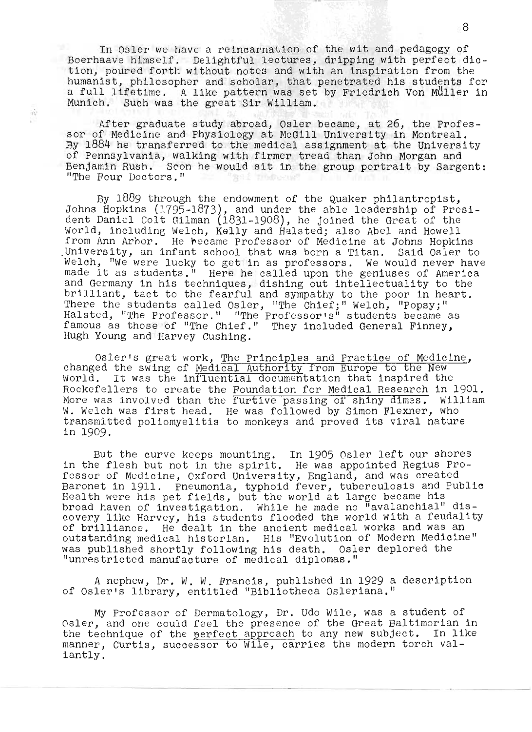In Osler we have a reincarnation of the wit and pedagogy of Boerhaave himself. Delightful lectures, dripping with perfect diction, poured forth without notes and with an inspiration from the humanist, philosopher and scholar, that penetrated his students for a full lifetime. A like pattern was set by Friedrich Von Müller in Munich. Such was the great Sir William.

After graduate study abroad, Osler became, at 26, the Professor of Medicine and Physiology at McGill University in Montreal. By 1884 he transferred to the medical assignment at the University of Pennsylvania, walking with firmer tread than John Morgan and Benjamin Rush. Soon he would sit in the group portrait by Sargent: "The Four Doctors."

By 1889 through the endowment of the Quaker philantropist, Johns Hopkins (1795-1873), and under the able leadership of President Daniel Colt Gilman (1831-1908), he joined the Great of the World, including Welch, Kelly and Halsted; also Abel and Howell from Ann Arbor. He became Professor of Medicine at Johns Hopkins University, an infant school that was born a Titan. Said Osler to Welch, "We were lucky to get in as professors. We would never have made it as students." Here he called upon the geniuses of America and Germany in his techniques, dishing out intellectuality to the brilliant, tact to the fearful and sympathy to the poor in heart. There the students called Osler, "The Chief;" Welch, "Popsy;" Halsted, "The Professor." "The Professor's" students became as famous as those of "The Chief." They included General Finney, Hugh Young and Harvey Cushing.

Osler's great work, <u>The Principles and Practice of Medicine</u>, changed the swing of <u>Medical Authority</u> from Europe to the New World. It was the <u>influential documentation</u> that inspired the Rockefellers to create the <u>Foundation for Medical Research</u> in 1901. More was involved than the <u>furtive passing of shiny dimes.</u> William W. Welch was first head. He was followed by Simon Flexner, who transmitted poliomyelitis to monkeys and proved its viral nature in 1909.

But the curve keeps mounting. In 1905 Osler left our shores in the flesh but not in the spirit. He was appointed Regius Professor of Medicine, Oxford University, England, and was created Baronet in 1911. Pneumonia, typhoid fever, tuberculosis and Public Health were his pet fields, but the world at large became his broad haven of investigation. While he made no "avalanchial" discovery like Harvey, his students flooded the world with a feudality of brilliance. He dealt in the ancient medical works and was an outstanding medical historian. His "Evolution of Modern Medicine" was published shortly following his death. Osler deplored the "unrestricted manufacture of medical diplomas."

A nephew, Dr. W. W. Francis, published in 1929 a description of Osler's library, entitled "Bibliotheca Osleriana."

My Professor of Dermatology, Dr. Udo Wile, was a student of Osler, and one could feel the presence of the Great Baltimorian in the technique of the <u>perfect approach</u> to any new subject. In like manner, Curtis, <u>successor to Wile</u>, carries the modern torch valiantly.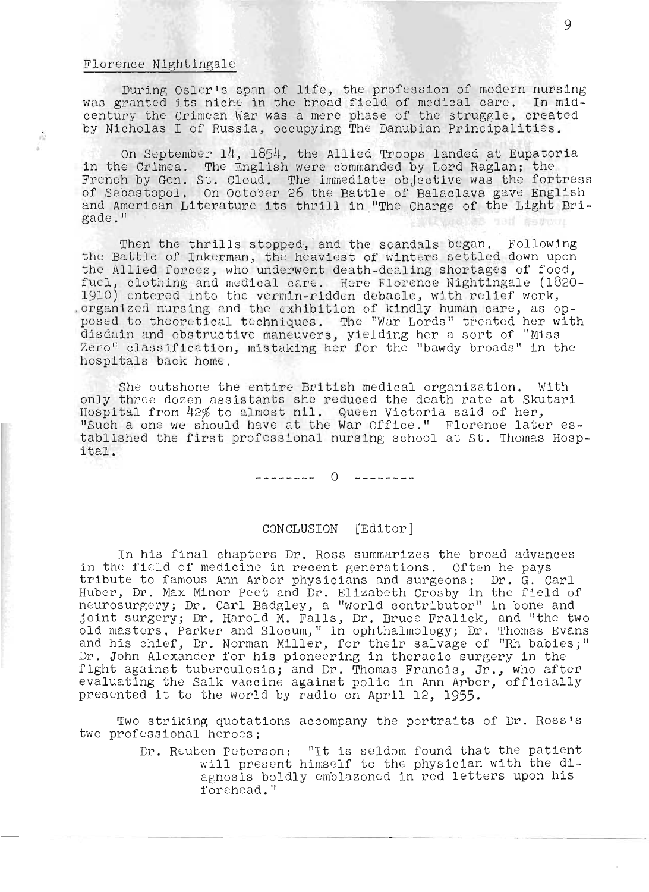Florence Nightingale

During Osler's span of life, the profession of modern nursing was granted its niche in the broad field of medical care. In mid-century the Crimean War was a mere phase of the struggle, created by Nicholas I of Russia, occupying The Danubian Principalities.

On September 14, 1854, the Allied Troops landed at Eupatoria in the Crimea. The English were commanded by Lord Raglan; the French by Gen. St. Cloud. The immediate objective was the fortress of Sebastopol. On October 26 the Battle of Balaclava gave English and American Literature its thrill in "The Charge of the Light Brigade."

Then the thrills stopped, and the scandals began. Following the Battle of Inkerman, the heaviest of winters settled down upon the Allied forces, who underwent death-dealing shortages of food, fuel, clothing and medical care. Here Florence Nightingale (1820-1910) entered into the vermin-ridden debacle, with relief work, organized nursing and the exhibition of kindly human care, as opposed to theoretical techniques. The "War Lords" treated her with disdain and obstructive maneuvers, yielding her a sort of "Miss Zero" classification, mistaking her for the "bawdy broads" in the hospitals back home.

She outshone the entire British medical organization. With only three dozen assistants she reduced the death rate at Skutari Hospital from 42% to almost nil. Queen Victoria said of her, "Such a one we should have at the War Office." Florence later established the first professional nursing school at St. Thomas Hospital.

-------- O --------

CONCLUSION [Editor]

In his final chapters Dr. Ross summarizes the broad advances in the field of medicine in recent generations. Often he pays tribute to famous Ann Arbor physicians and surgeons: Dr. G. Carl Huber, Dr. Max Minor Peet and Dr. Elizabeth Crosby in the field of neurosurgery; Dr. Carl Badgley, a "world contributor" in bone and joint surgery; Dr. Harold M. Falls, Dr. Bruce Fralick, and "the two old masters, Parker and Slocum," in ophthalmology; Dr. Thomas Evans and his chief, Dr. Norman Miller, for their salvage of "Rh babies;" Dr. John Alexander for his pioneering in thoracic surgery in the fight against tuberculosis; and Dr. Thomas Francis, Jr., who after evaluating the Salk vaccine against polio in Ann Arbor, officially presented it to the world by radio on April 12, 1955.

Two striking quotations accompany the portraits of Dr. Ross's two professional heroes:

> Dr. Reuben Peterson: "It is seldom found that the patient will present himself to the physician with the diagnosis boldly emblazoned in red letters upon his forehead."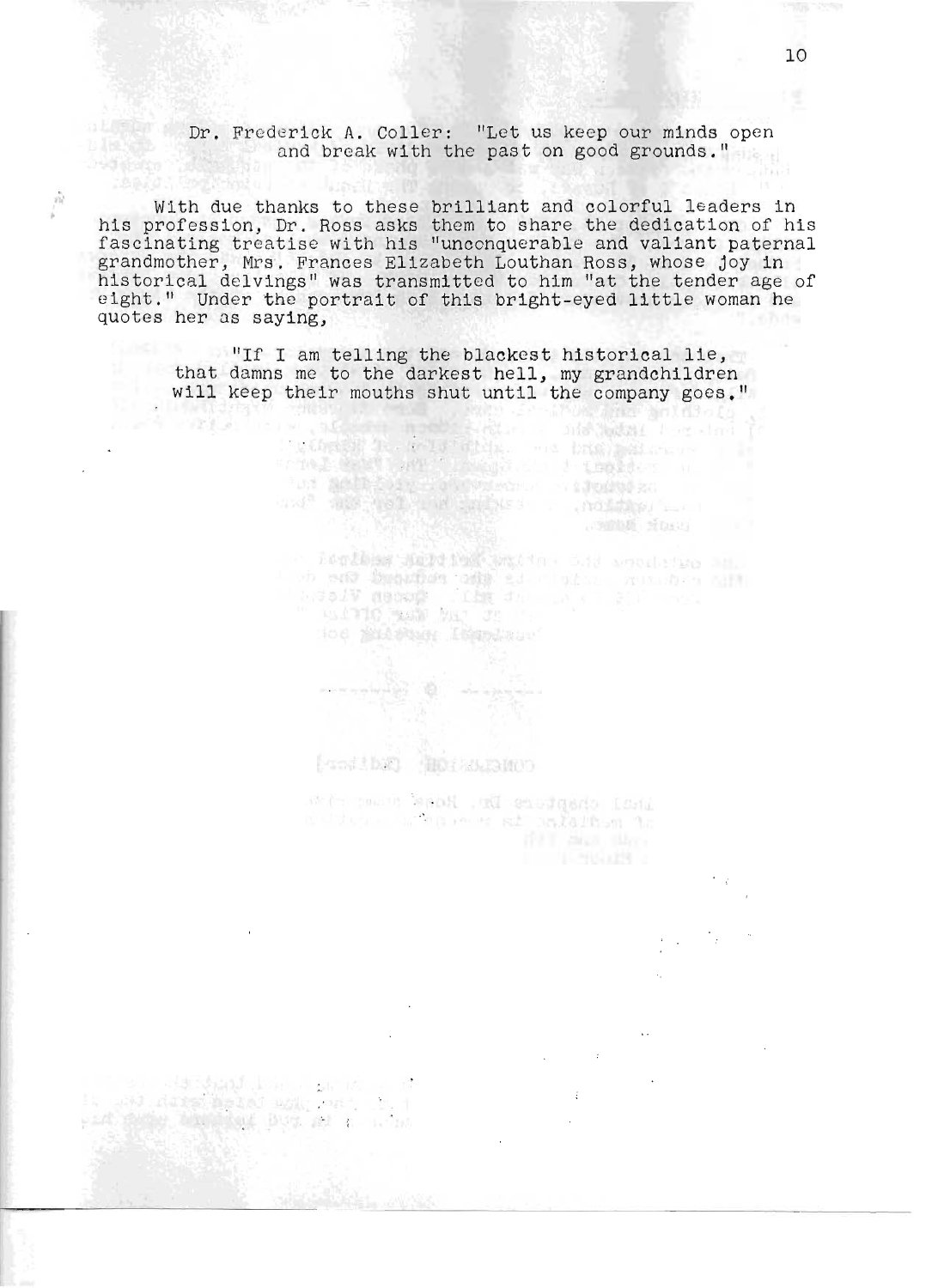Dr. Frederick A. Coller: "Let us keep our minds open and break with the past on good grounds."

With due thanks to these brilliant and colorful leaders in his profession, Dr. Ross asks them to share the dedication of his fascinating treatise with his "unconquerable and valiant paternal grandmother, Mrs. Frances Elizabeth Louthan Ross, whose joy in historical delvings" was transmitted to him "at the tender age of eight." Under the portrait of this bright-eyed little woman he quotes her as saying,

> "If I am telling the blackest historical lie, that damns me to the darkest hell, my grandchildren will keep their mouths shut until the company goes."